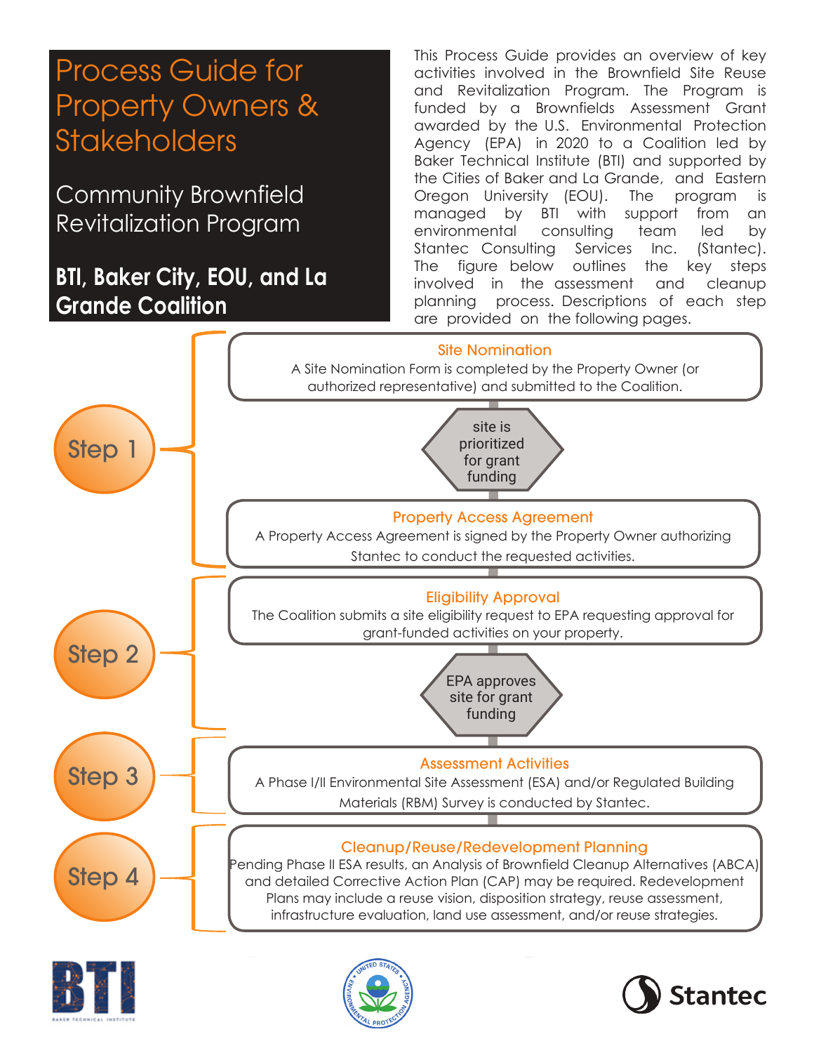# Process Guide for Property Owners & Stakeholders

## Community Brownfield Revitalization Program

**BTI, Baker City, EOU, and La Grande Coalition**

This Process Guide provides an overview of key activities involved in the Brownfield Site Reuse and Revitalization Program. The Program is funded by a Brownfields Assessment Grant awarded by the U.S. Environmental Protection Agency (EPA) in 2020 to a Coalition led by Baker Technical Institute (BTI) and supported by the Cities of Baker and La Grande, and Eastern Oregon University (EOU). The program is managed by BTI with support from an environmental consulting team led by Stantec Consulting Services Inc. (Stantec). The figure below outlines the key steps involved in the assessment and cleanup planning process. Descriptions of each step are provided on the following pages.

**Step 1**

**Site Nomination**
A Site Nomination Form is completed by the Property Owner (or authorized representative) and submitted to the Coalition.

*site is prioritized for grant funding*

**Property Access Agreement**
A Property Access Agreement is signed by the Property Owner authorizing Stantec to conduct the requested activities.

**Step 2**

**Eligibility Approval**
The Coalition submits a site eligibility request to EPA requesting approval for grant-funded activities on your property.

*EPA approves site for grant funding*

**Step 3**

**Assessment Activities**
A Phase I/II Environmental Site Assessment (ESA) and/or Regulated Building Materials (RBM) Survey is conducted by Stantec.

**Step 4**

**Cleanup/Reuse/Redevelopment Planning**
Pending Phase II ESA results, an Analysis of Brownfield Cleanup Alternatives (ABCA) and detailed Corrective Action Plan (CAP) may be required. Redevelopment Plans may include a reuse vision, disposition strategy, reuse assessment, infrastructure evaluation, land use assessment, and/or reuse strategies.

BTI — Baker Technical Institute | United States Environmental Protection Agency | Stantec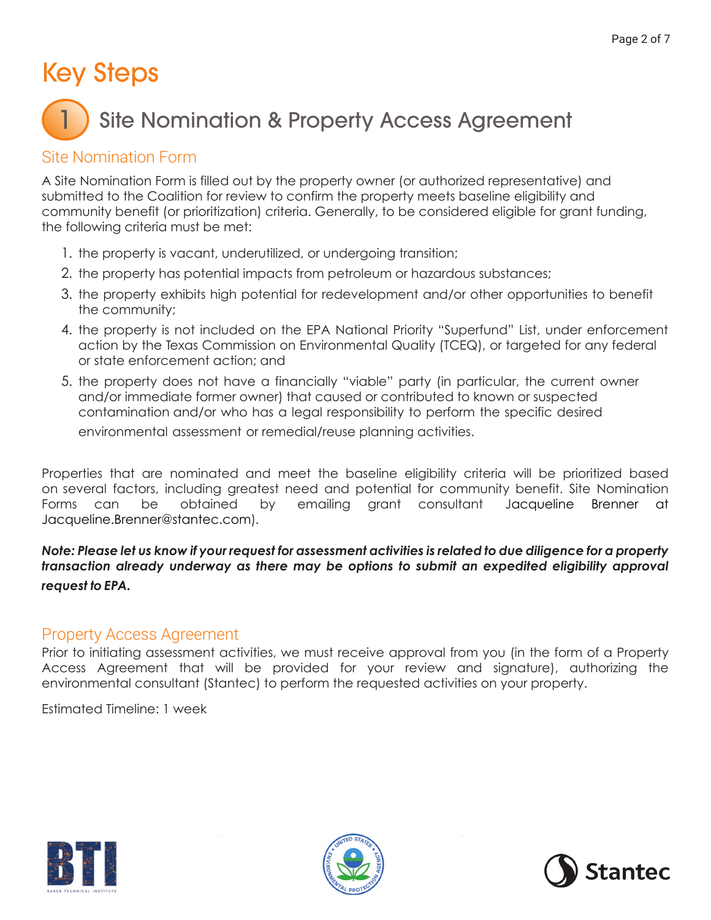# Key Steps

## 1 Site Nomination & Property Access Agreement

### Site Nomination Form

A Site Nomination Form is filled out by the property owner (or authorized representative) and submitted to the Coalition for review to confirm the property meets baseline eligibility and community benefit (or prioritization) criteria. Generally, to be considered eligible for grant funding, the following criteria must be met:

1. the property is vacant, underutilized, or undergoing transition;
2. the property has potential impacts from petroleum or hazardous substances;
3. the property exhibits high potential for redevelopment and/or other opportunities to benefit the community;
4. the property is not included on the EPA National Priority "Superfund" List, under enforcement action by the Texas Commission on Environmental Quality (TCEQ), or targeted for any federal or state enforcement action; and
5. the property does not have a financially "viable" party (in particular, the current owner and/or immediate former owner) that caused or contributed to known or suspected contamination and/or who has a legal responsibility to perform the specific desired environmental assessment or remedial/reuse planning activities.

Properties that are nominated and meet the baseline eligibility criteria will be prioritized based on several factors, including greatest need and potential for community benefit. Site Nomination Forms can be obtained by emailing grant consultant Jacqueline Brenner at Jacqueline.Brenner@stantec.com).

***Note: Please let us know if your request for assessment activities is related to due diligence for a property transaction already underway as there may be options to submit an expedited eligibility approval request to EPA.***

### Property Access Agreement

Prior to initiating assessment activities, we must receive approval from you (in the form of a Property Access Agreement that will be provided for your review and signature), authorizing the environmental consultant (Stantec) to perform the requested activities on your property.

Estimated Timeline: 1 week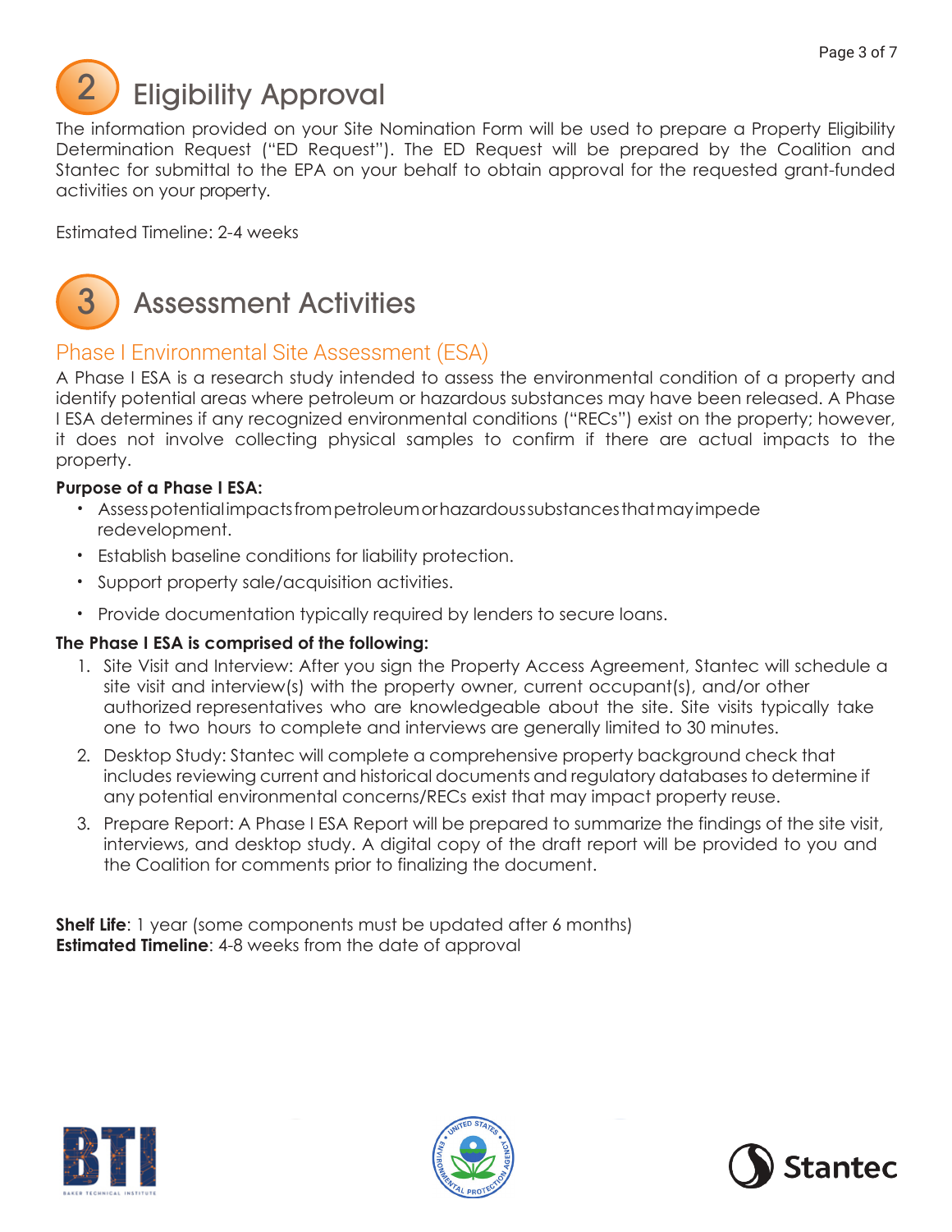# 2 Eligibility Approval

The information provided on your Site Nomination Form will be used to prepare a Property Eligibility Determination Request ("ED Request"). The ED Request will be prepared by the Coalition and Stantec for submittal to the EPA on your behalf to obtain approval for the requested grant-funded activities on your property.

Estimated Timeline: 2-4 weeks

# 3 Assessment Activities

## Phase I Environmental Site Assessment (ESA)

A Phase I ESA is a research study intended to assess the environmental condition of a property and identify potential areas where petroleum or hazardous substances may have been released. A Phase I ESA determines if any recognized environmental conditions ("RECs") exist on the property; however, it does not involve collecting physical samples to confirm if there are actual impacts to the property.

**Purpose of a Phase I ESA:**

- Assess potential impacts from petroleum or hazardous substances that may impede redevelopment.
- Establish baseline conditions for liability protection.
- Support property sale/acquisition activities.
- Provide documentation typically required by lenders to secure loans.

**The Phase I ESA is comprised of the following:**

1. Site Visit and Interview: After you sign the Property Access Agreement, Stantec will schedule a site visit and interview(s) with the property owner, current occupant(s), and/or other authorized representatives who are knowledgeable about the site. Site visits typically take one to two hours to complete and interviews are generally limited to 30 minutes.
2. Desktop Study: Stantec will complete a comprehensive property background check that includes reviewing current and historical documents and regulatory databases to determine if any potential environmental concerns/RECs exist that may impact property reuse.
3. Prepare Report: A Phase I ESA Report will be prepared to summarize the findings of the site visit, interviews, and desktop study. A digital copy of the draft report will be provided to you and the Coalition for comments prior to finalizing the document.

**Shelf Life**: 1 year (some components must be updated after 6 months)
**Estimated Timeline**: 4-8 weeks from the date of approval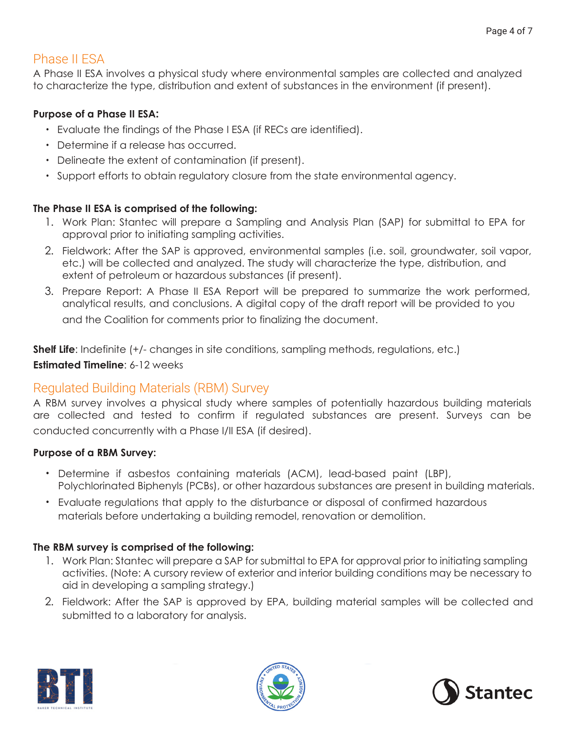## Phase II ESA

A Phase II ESA involves a physical study where environmental samples are collected and analyzed to characterize the type, distribution and extent of substances in the environment (if present).

**Purpose of a Phase II ESA:**

- Evaluate the findings of the Phase I ESA (if RECs are identified).
- Determine if a release has occurred.
- Delineate the extent of contamination (if present).
- Support efforts to obtain regulatory closure from the state environmental agency.

**The Phase II ESA is comprised of the following:**

1. Work Plan: Stantec will prepare a Sampling and Analysis Plan (SAP) for submittal to EPA for approval prior to initiating sampling activities.
2. Fieldwork: After the SAP is approved, environmental samples (i.e. soil, groundwater, soil vapor, etc.) will be collected and analyzed. The study will characterize the type, distribution, and extent of petroleum or hazardous substances (if present).
3. Prepare Report: A Phase II ESA Report will be prepared to summarize the work performed, analytical results, and conclusions. A digital copy of the draft report will be provided to you and the Coalition for comments prior to finalizing the document.

**Shelf Life**: Indefinite (+/- changes in site conditions, sampling methods, regulations, etc.)

**Estimated Timeline**: 6-12 weeks

## Regulated Building Materials (RBM) Survey

A RBM survey involves a physical study where samples of potentially hazardous building materials are collected and tested to confirm if regulated substances are present. Surveys can be conducted concurrently with a Phase I/II ESA (if desired).

**Purpose of a RBM Survey:**

- Determine if asbestos containing materials (ACM), lead-based paint (LBP), Polychlorinated Biphenyls (PCBs), or other hazardous substances are present in building materials.
- Evaluate regulations that apply to the disturbance or disposal of confirmed hazardous materials before undertaking a building remodel, renovation or demolition.

**The RBM survey is comprised of the following:**

1. Work Plan: Stantec will prepare a SAP for submittal to EPA for approval prior to initiating sampling activities. (Note: A cursory review of exterior and interior building conditions may be necessary to aid in developing a sampling strategy.)
2. Fieldwork: After the SAP is approved by EPA, building material samples will be collected and submitted to a laboratory for analysis.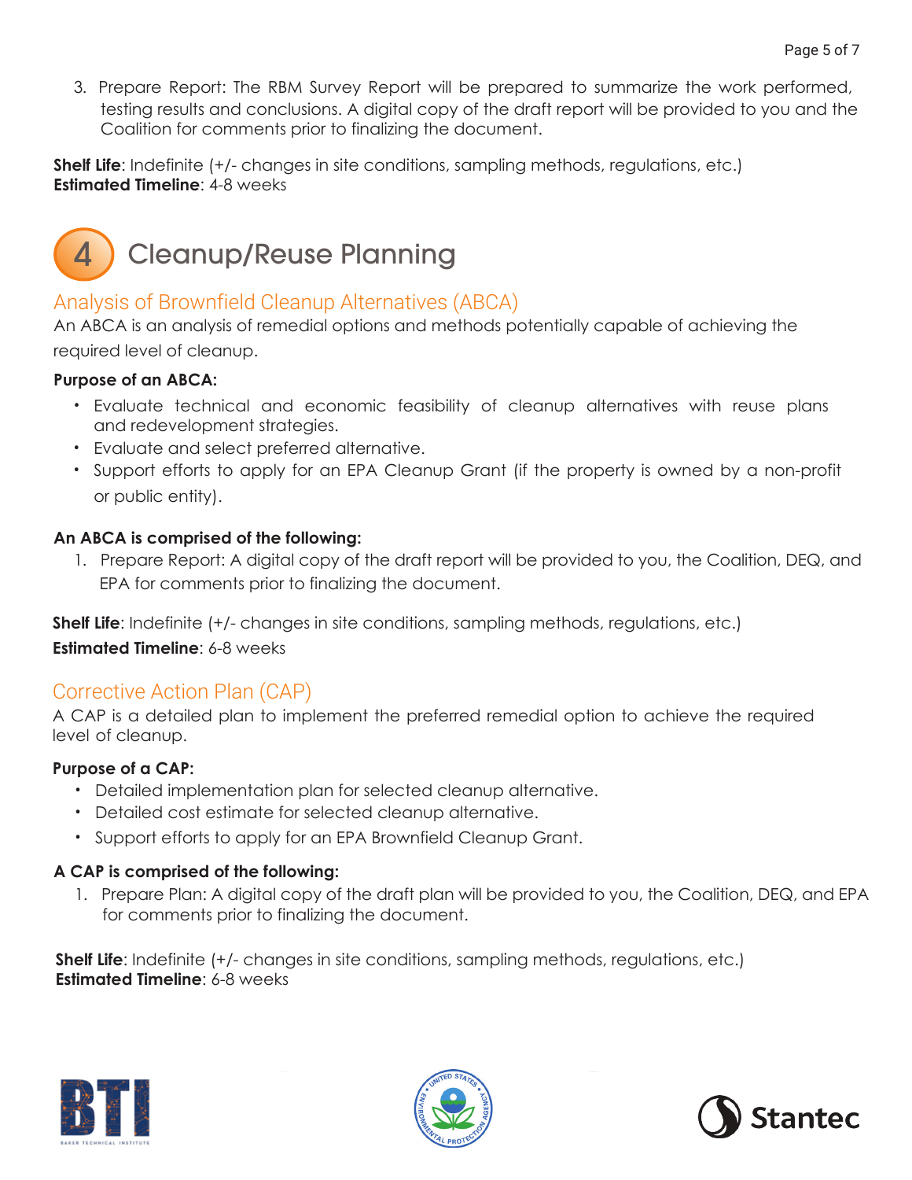3. Prepare Report: The RBM Survey Report will be prepared to summarize the work performed, testing results and conclusions. A digital copy of the draft report will be provided to you and the Coalition for comments prior to finalizing the document.

**Shelf Life**: Indefinite (+/- changes in site conditions, sampling methods, regulations, etc.)
**Estimated Timeline**: 4-8 weeks

# 4 Cleanup/Reuse Planning

## Analysis of Brownfield Cleanup Alternatives (ABCA)

An ABCA is an analysis of remedial options and methods potentially capable of achieving the required level of cleanup.

**Purpose of an ABCA:**

- Evaluate technical and economic feasibility of cleanup alternatives with reuse plans and redevelopment strategies.
- Evaluate and select preferred alternative.
- Support efforts to apply for an EPA Cleanup Grant (if the property is owned by a non-profit or public entity).

**An ABCA is comprised of the following:**

1. Prepare Report: A digital copy of the draft report will be provided to you, the Coalition, DEQ, and EPA for comments prior to finalizing the document.

**Shelf Life**: Indefinite (+/- changes in site conditions, sampling methods, regulations, etc.)
**Estimated Timeline**: 6-8 weeks

## Corrective Action Plan (CAP)

A CAP is a detailed plan to implement the preferred remedial option to achieve the required level of cleanup.

**Purpose of a CAP:**

- Detailed implementation plan for selected cleanup alternative.
- Detailed cost estimate for selected cleanup alternative.
- Support efforts to apply for an EPA Brownfield Cleanup Grant.

**A CAP is comprised of the following:**

1. Prepare Plan: A digital copy of the draft plan will be provided to you, the Coalition, DEQ, and EPA for comments prior to finalizing the document.

**Shelf Life**: Indefinite (+/- changes in site conditions, sampling methods, regulations, etc.)
**Estimated Timeline**: 6-8 weeks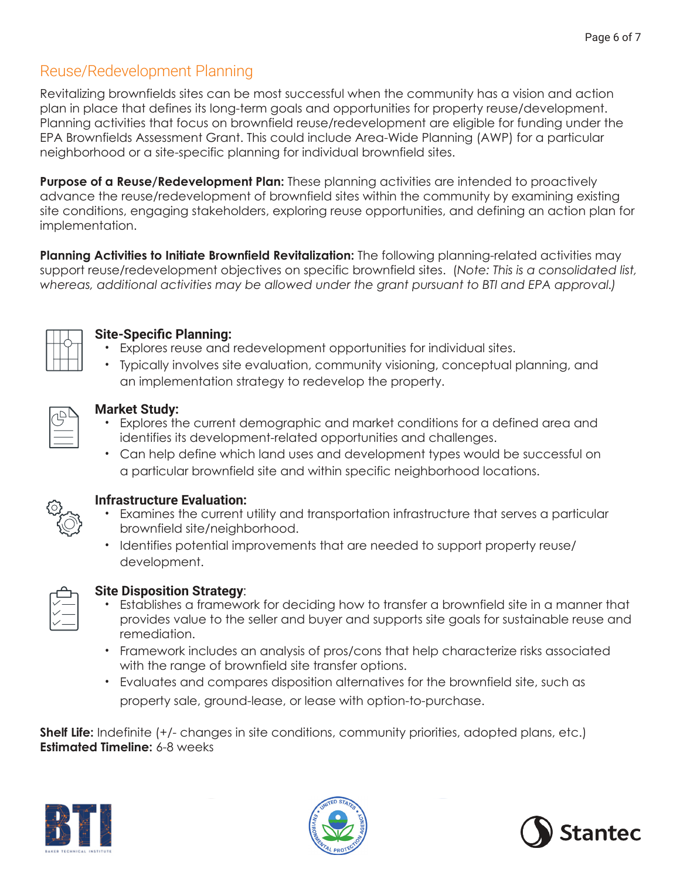## Reuse/Redevelopment Planning

Revitalizing brownfields sites can be most successful when the community has a vision and action plan in place that defines its long-term goals and opportunities for property reuse/development. Planning activities that focus on brownfield reuse/redevelopment are eligible for funding under the EPA Brownfields Assessment Grant. This could include Area-Wide Planning (AWP) for a particular neighborhood or a site-specific planning for individual brownfield sites.

**Purpose of a Reuse/Redevelopment Plan:** These planning activities are intended to proactively advance the reuse/redevelopment of brownfield sites within the community by examining existing site conditions, engaging stakeholders, exploring reuse opportunities, and defining an action plan for implementation.

**Planning Activities to Initiate Brownfield Revitalization:** The following planning-related activities may support reuse/redevelopment objectives on specific brownfield sites. *(Note: This is a consolidated list, whereas, additional activities may be allowed under the grant pursuant to BTI and EPA approval.)*

### Site-Specific Planning:

- Explores reuse and redevelopment opportunities for individual sites.
- Typically involves site evaluation, community visioning, conceptual planning, and an implementation strategy to redevelop the property.

### Market Study:

- Explores the current demographic and market conditions for a defined area and identifies its development-related opportunities and challenges.
- Can help define which land uses and development types would be successful on a particular brownfield site and within specific neighborhood locations.

### Infrastructure Evaluation:

- Examines the current utility and transportation infrastructure that serves a particular brownfield site/neighborhood.
- Identifies potential improvements that are needed to support property reuse/ development.

### Site Disposition Strategy:

- Establishes a framework for deciding how to transfer a brownfield site in a manner that provides value to the seller and buyer and supports site goals for sustainable reuse and remediation.
- Framework includes an analysis of pros/cons that help characterize risks associated with the range of brownfield site transfer options.
- Evaluates and compares disposition alternatives for the brownfield site, such as property sale, ground-lease, or lease with option-to-purchase.

**Shelf Life:** Indefinite (+/- changes in site conditions, community priorities, adopted plans, etc.)
**Estimated Timeline:** 6-8 weeks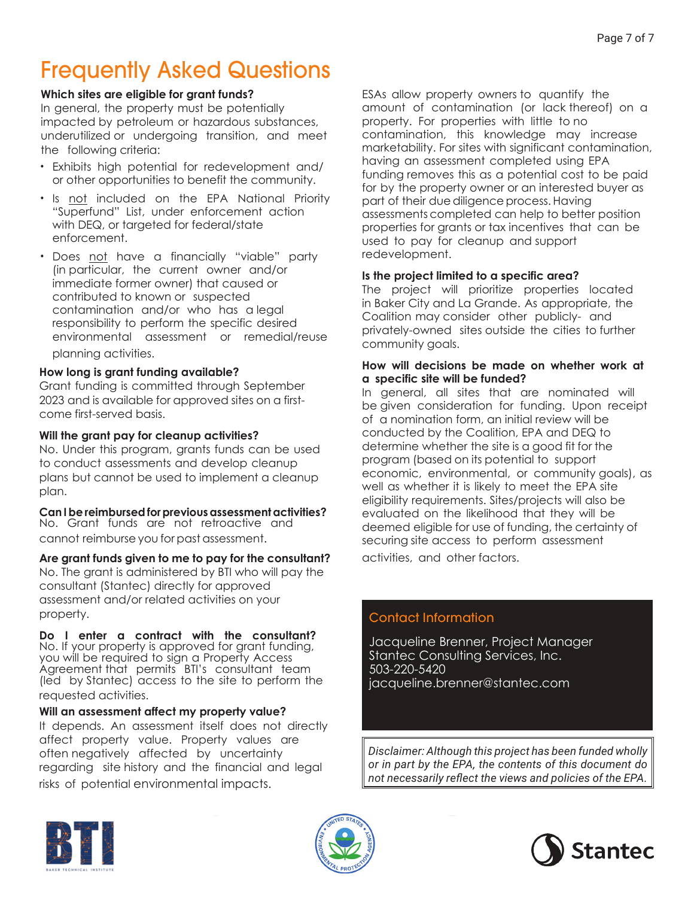# Frequently Asked Questions

**Which sites are eligible for grant funds?**
In general, the property must be potentially impacted by petroleum or hazardous substances, underutilized or undergoing transition, and meet the following criteria:

- Exhibits high potential for redevelopment and/ or other opportunities to benefit the community.
- Is not included on the EPA National Priority "Superfund" List, under enforcement action with DEQ, or targeted for federal/state enforcement.
- Does not have a financially "viable" party (in particular, the current owner and/or immediate former owner) that caused or contributed to known or suspected contamination and/or who has a legal responsibility to perform the specific desired environmental assessment or remedial/reuse planning activities.

**How long is grant funding available?**
Grant funding is committed through September 2023 and is available for approved sites on a first-come first-served basis.

**Will the grant pay for cleanup activities?**
No. Under this program, grants funds can be used to conduct assessments and develop cleanup plans but cannot be used to implement a cleanup plan.

**Can I be reimbursed for previous assessment activities?**
No. Grant funds are not retroactive and cannot reimburse you for past assessment.

**Are grant funds given to me to pay for the consultant?**
No. The grant is administered by BTI who will pay the consultant (Stantec) directly for approved assessment and/or related activities on your property.

**Do I enter a contract with the consultant?**
No. If your property is approved for grant funding, you will be required to sign a Property Access Agreement that permits BTI's consultant team (led by Stantec) access to the site to perform the requested activities.

**Will an assessment affect my property value?**
It depends. An assessment itself does not directly affect property value. Property values are often negatively affected by uncertainty regarding site history and the financial and legal risks of potential environmental impacts.

ESAs allow property owners to quantify the amount of contamination (or lack thereof) on a property. For properties with little to no contamination, this knowledge may increase marketability. For sites with significant contamination, having an assessment completed using EPA funding removes this as a potential cost to be paid for by the property owner or an interested buyer as part of their due diligence process. Having assessments completed can help to better position properties for grants or tax incentives that can be used to pay for cleanup and support redevelopment.

**Is the project limited to a specific area?**
The project will prioritize properties located in Baker City and La Grande. As appropriate, the Coalition may consider other publicly- and privately-owned sites outside the cities to further community goals.

**How will decisions be made on whether work at a specific site will be funded?**
In general, all sites that are nominated will be given consideration for funding. Upon receipt of a nomination form, an initial review will be conducted by the Coalition, EPA and DEQ to determine whether the site is a good fit for the program (based on its potential to support economic, environmental, or community goals), as well as whether it is likely to meet the EPA site eligibility requirements. Sites/projects will also be evaluated on the likelihood that they will be deemed eligible for use of funding, the certainty of securing site access to perform assessment activities, and other factors.

## Contact Information

Jacqueline Brenner, Project Manager
Stantec Consulting Services, Inc.
503-220-5420
jacqueline.brenner@stantec.com

*Disclaimer: Although this project has been funded wholly or in part by the EPA, the contents of this document do not necessarily reflect the views and policies of the EPA.*